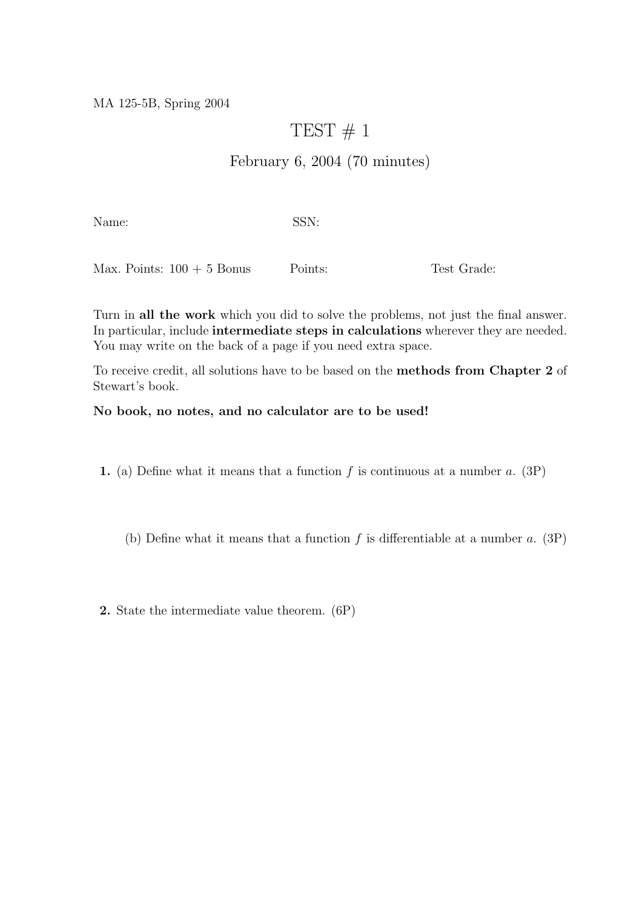MA 125-5B, Spring 2004

# TEST # 1

## February 6, 2004 (70 minutes)

Name: SSN:

Max. Points: 100 + 5 Bonus Points: Test Grade:

Turn in **all the work** which you did to solve the problems, not just the final answer. In particular, include **intermediate steps in calculations** wherever they are needed. You may write on the back of a page if you need extra space.

To receive credit, all solutions have to be based on the **methods from Chapter 2** of Stewart's book.

**No book, no notes, and no calculator are to be used!**

**1.** (a) Define what it means that a function $f$ is continuous at a number $a$. (3P)

(b) Define what it means that a function $f$ is differentiable at a number $a$. (3P)

**2.** State the intermediate value theorem. (6P)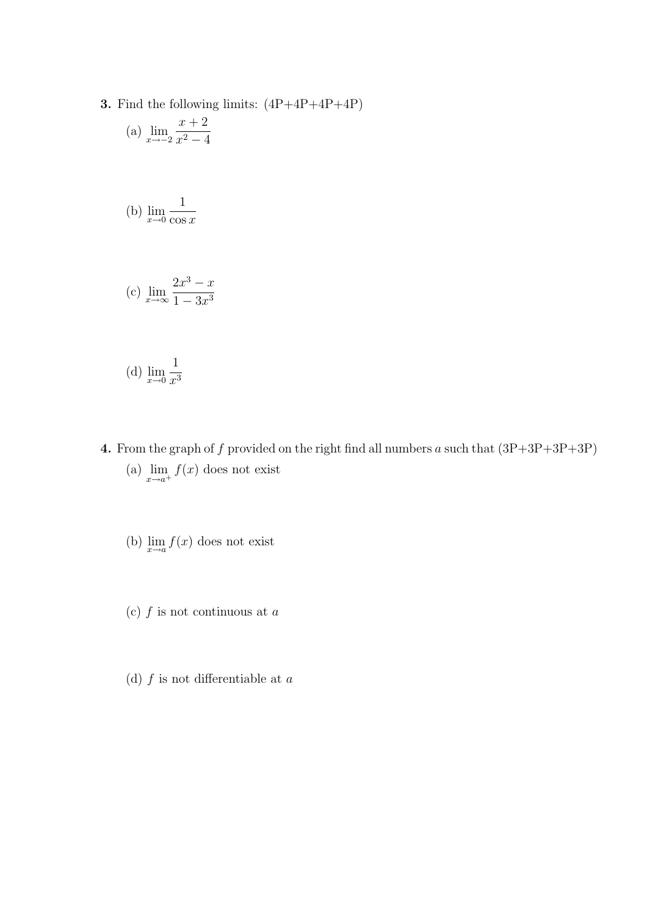**3.** Find the following limits: (4P+4P+4P+4P)

(a) $\lim_{x \to -2} \dfrac{x+2}{x^2-4}$

(b) $\lim_{x \to 0} \dfrac{1}{\cos x}$

(c) $\lim_{x \to \infty} \dfrac{2x^3 - x}{1 - 3x^3}$

(d) $\lim_{x \to 0} \dfrac{1}{x^3}$

**4.** From the graph of $f$ provided on the right find all numbers $a$ such that (3P+3P+3P+3P)

(a) $\lim_{x \to a^+} f(x)$ does not exist

(b) $\lim_{x \to a} f(x)$ does not exist

(c) $f$ is not continuous at $a$

(d) $f$ is not differentiable at $a$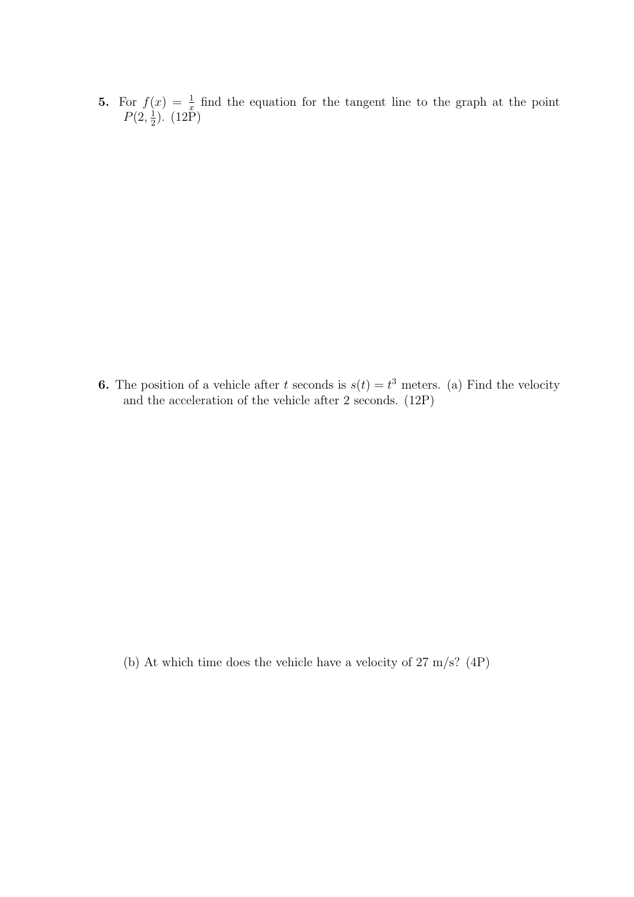**5.** For $f(x) = \frac{1}{x}$ find the equation for the tangent line to the graph at the point $P(2, \frac{1}{2})$. (12P)

**6.** The position of a vehicle after $t$ seconds is $s(t) = t^3$ meters. (a) Find the velocity and the acceleration of the vehicle after 2 seconds. (12P)

(b) At which time does the vehicle have a velocity of 27 m/s? (4P)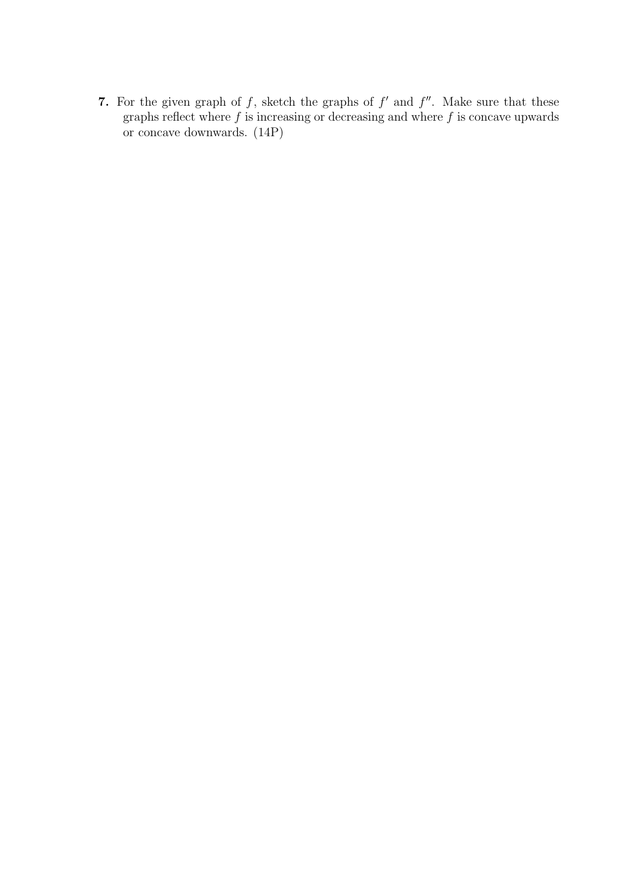**7.** For the given graph of $f$, sketch the graphs of $f'$ and $f''$. Make sure that these graphs reflect where $f$ is increasing or decreasing and where $f$ is concave upwards or concave downwards. (14P)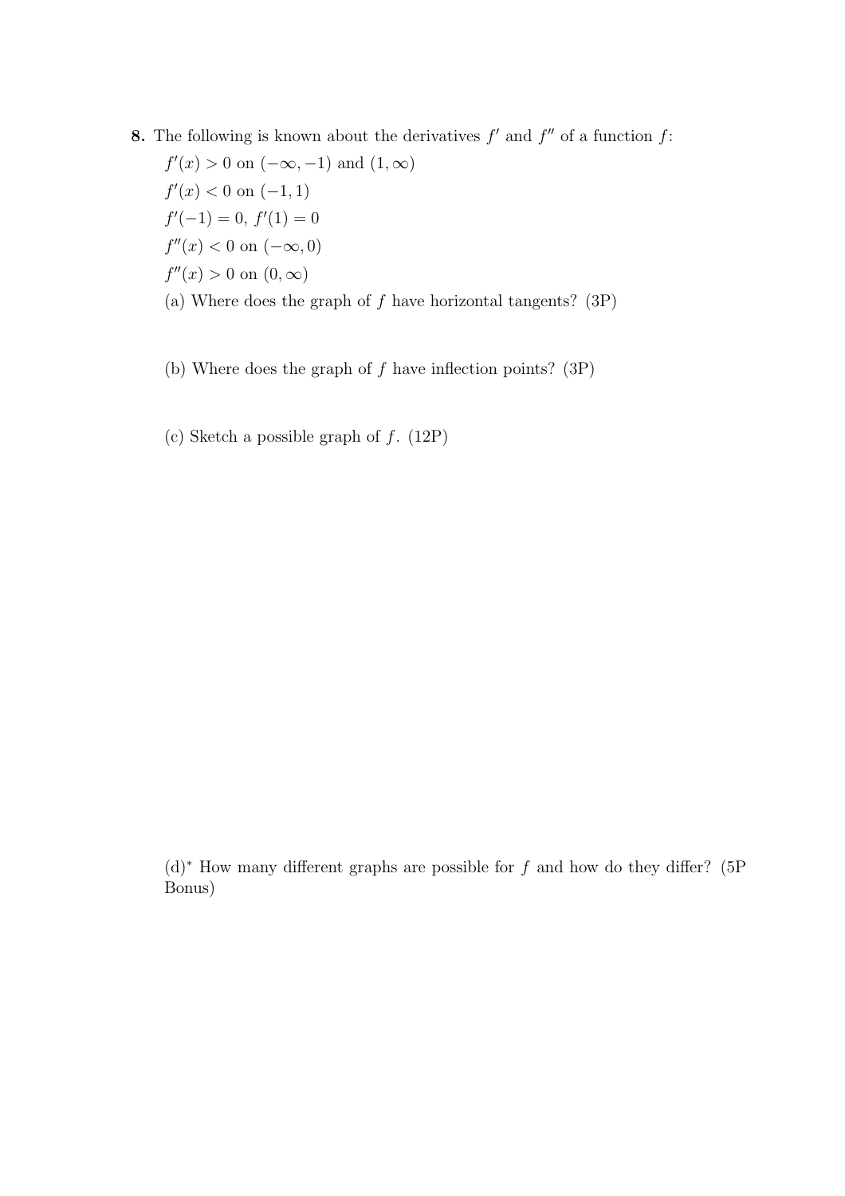**8.** The following is known about the derivatives $f'$ and $f''$ of a function $f$:

$f'(x) > 0$ on $(-\infty, -1)$ and $(1, \infty)$

$f'(x) < 0$ on $(-1, 1)$

$f'(-1) = 0$, $f'(1) = 0$

$f''(x) < 0$ on $(-\infty, 0)$

$f''(x) > 0$ on $(0, \infty)$

(a) Where does the graph of $f$ have horizontal tangents? (3P)

(b) Where does the graph of $f$ have inflection points? (3P)

(c) Sketch a possible graph of $f$. (12P)

(d)* How many different graphs are possible for $f$ and how do they differ? (5P Bonus)